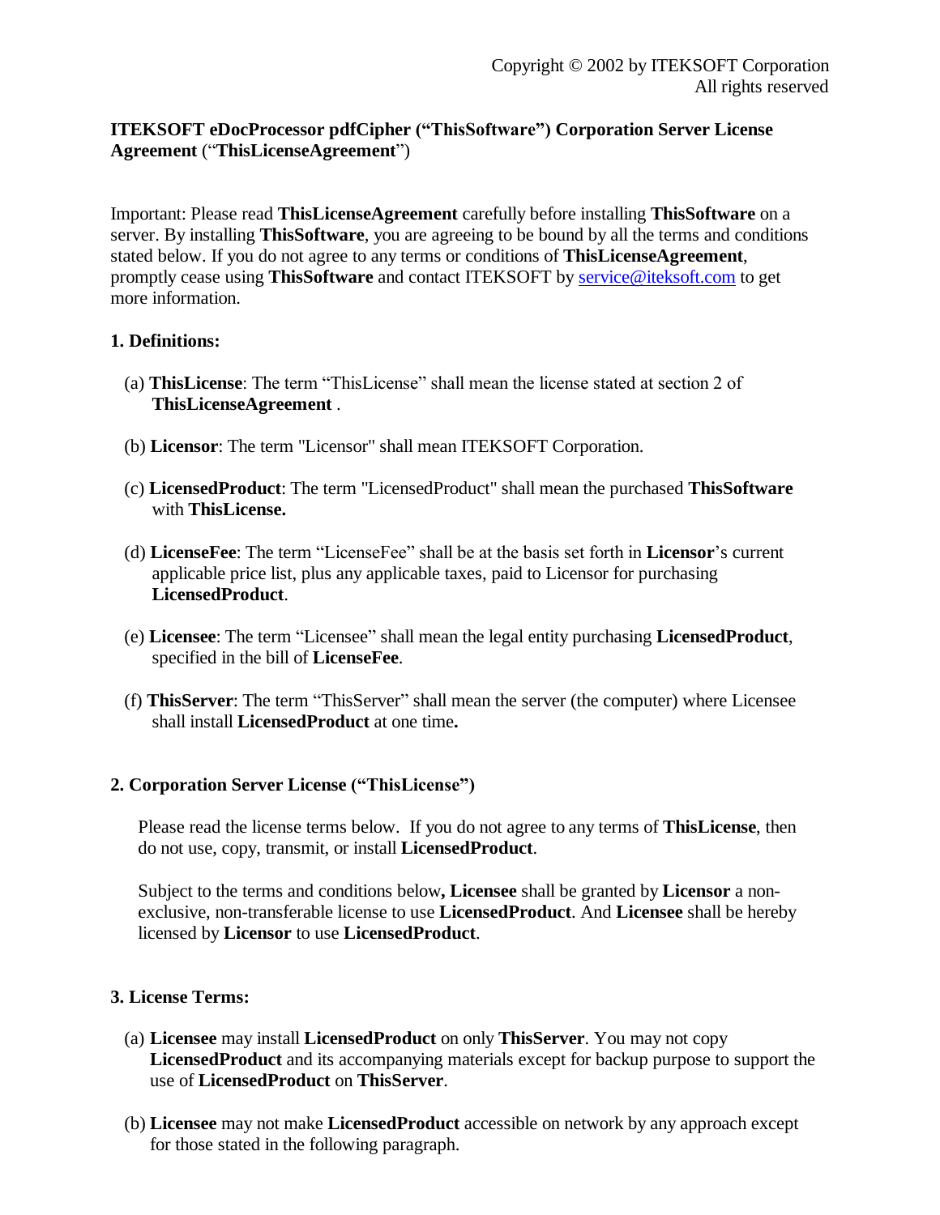Copyright © 2002 by ITEKSOFT Corporation
All rights reserved

**ITEKSOFT eDocProcessor pdfCipher ("ThisSoftware") Corporation Server License Agreement** ("**ThisLicenseAgreement**")

Important: Please read **ThisLicenseAgreement** carefully before installing **ThisSoftware** on a server. By installing **ThisSoftware**, you are agreeing to be bound by all the terms and conditions stated below. If you do not agree to any terms or conditions of **ThisLicenseAgreement**, promptly cease using **ThisSoftware** and contact ITEKSOFT by service@iteksoft.com to get more information.

**1. Definitions:**

(a) **ThisLicense**: The term "ThisLicense" shall mean the license stated at section 2 of **ThisLicenseAgreement** .

(b) **Licensor**: The term "Licensor" shall mean ITEKSOFT Corporation.

(c) **LicensedProduct**: The term "LicensedProduct" shall mean the purchased **ThisSoftware** with **ThisLicense.**

(d) **LicenseFee**: The term "LicenseFee" shall be at the basis set forth in **Licensor**'s current applicable price list, plus any applicable taxes, paid to Licensor for purchasing **LicensedProduct**.

(e) **Licensee**: The term "Licensee" shall mean the legal entity purchasing **LicensedProduct**, specified in the bill of **LicenseFee**.

(f) **ThisServer**: The term "ThisServer" shall mean the server (the computer) where Licensee shall install **LicensedProduct** at one time**.**

**2. Corporation Server License ("ThisLicense")**

Please read the license terms below. If you do not agree to any terms of **ThisLicense**, then do not use, copy, transmit, or install **LicensedProduct**.

Subject to the terms and conditions below**, Licensee** shall be granted by **Licensor** a non-exclusive, non-transferable license to use **LicensedProduct**. And **Licensee** shall be hereby licensed by **Licensor** to use **LicensedProduct**.

**3. License Terms:**

(a) **Licensee** may install **LicensedProduct** on only **ThisServer**. You may not copy **LicensedProduct** and its accompanying materials except for backup purpose to support the use of **LicensedProduct** on **ThisServer**.

(b) **Licensee** may not make **LicensedProduct** accessible on network by any approach except for those stated in the following paragraph.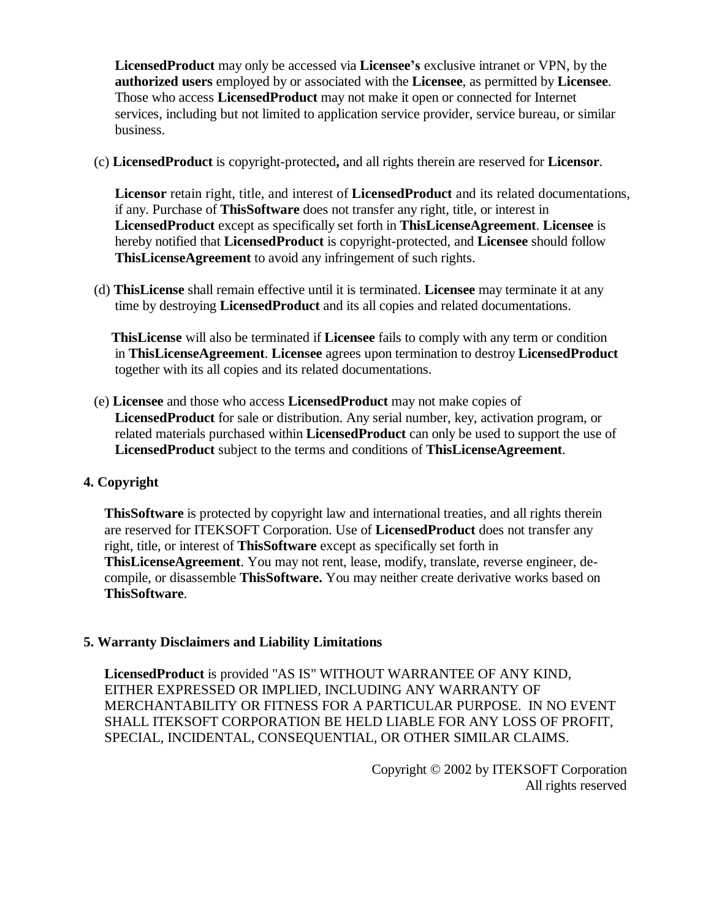**LicensedProduct** may only be accessed via **Licensee's** exclusive intranet or VPN, by the **authorized users** employed by or associated with the **Licensee**, as permitted by **Licensee**. Those who access **LicensedProduct** may not make it open or connected for Internet services, including but not limited to application service provider, service bureau, or similar business.

(c) **LicensedProduct** is copyright-protected**,** and all rights therein are reserved for **Licensor**.

**Licensor** retain right, title, and interest of **LicensedProduct** and its related documentations, if any. Purchase of **ThisSoftware** does not transfer any right, title, or interest in **LicensedProduct** except as specifically set forth in **ThisLicenseAgreement**. **Licensee** is hereby notified that **LicensedProduct** is copyright-protected, and **Licensee** should follow **ThisLicenseAgreement** to avoid any infringement of such rights.

(d) **ThisLicense** shall remain effective until it is terminated. **Licensee** may terminate it at any time by destroying **LicensedProduct** and its all copies and related documentations.

**ThisLicense** will also be terminated if **Licensee** fails to comply with any term or condition in **ThisLicenseAgreement**. **Licensee** agrees upon termination to destroy **LicensedProduct** together with its all copies and its related documentations.

(e) **Licensee** and those who access **LicensedProduct** may not make copies of **LicensedProduct** for sale or distribution. Any serial number, key, activation program, or related materials purchased within **LicensedProduct** can only be used to support the use of **LicensedProduct** subject to the terms and conditions of **ThisLicenseAgreement**.

**4. Copyright**

**ThisSoftware** is protected by copyright law and international treaties, and all rights therein are reserved for ITEKSOFT Corporation. Use of **LicensedProduct** does not transfer any right, title, or interest of **ThisSoftware** except as specifically set forth in **ThisLicenseAgreement**. You may not rent, lease, modify, translate, reverse engineer, de-compile, or disassemble **ThisSoftware.** You may neither create derivative works based on **ThisSoftware**.

**5. Warranty Disclaimers and Liability Limitations**

**LicensedProduct** is provided "AS IS" WITHOUT WARRANTEE OF ANY KIND, EITHER EXPRESSED OR IMPLIED, INCLUDING ANY WARRANTY OF MERCHANTABILITY OR FITNESS FOR A PARTICULAR PURPOSE. IN NO EVENT SHALL ITEKSOFT CORPORATION BE HELD LIABLE FOR ANY LOSS OF PROFIT, SPECIAL, INCIDENTAL, CONSEQUENTIAL, OR OTHER SIMILAR CLAIMS.

Copyright © 2002 by ITEKSOFT Corporation
All rights reserved